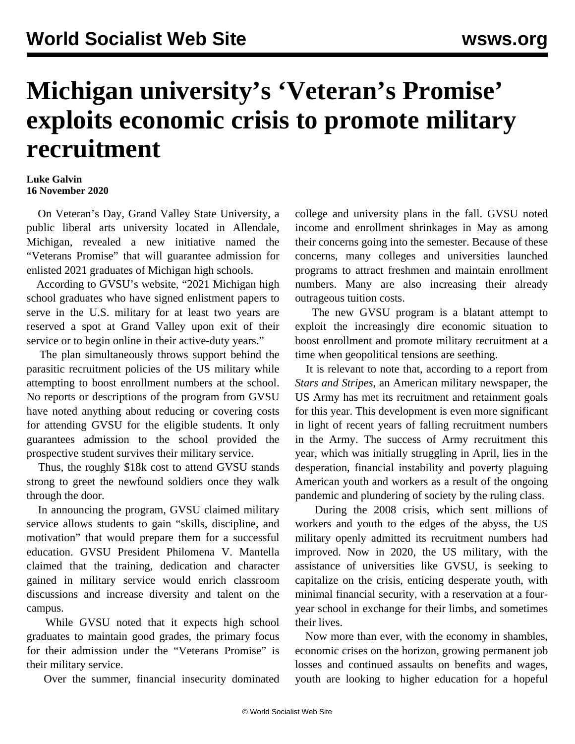# Michigan university's 'Veteran's Promise' exploits economic crisis to promote military recruitment

**Luke Galvin**
**16 November 2020**

On Veteran's Day, Grand Valley State University, a public liberal arts university located in Allendale, Michigan, revealed a new initiative named the "Veterans Promise" that will guarantee admission for enlisted 2021 graduates of Michigan high schools.

According to GVSU's website, "2021 Michigan high school graduates who have signed enlistment papers to serve in the U.S. military for at least two years are reserved a spot at Grand Valley upon exit of their service or to begin online in their active-duty years."

The plan simultaneously throws support behind the parasitic recruitment policies of the US military while attempting to boost enrollment numbers at the school. No reports or descriptions of the program from GVSU have noted anything about reducing or covering costs for attending GVSU for the eligible students. It only guarantees admission to the school provided the prospective student survives their military service.

Thus, the roughly $18k cost to attend GVSU stands strong to greet the newfound soldiers once they walk through the door.

In announcing the program, GVSU claimed military service allows students to gain "skills, discipline, and motivation" that would prepare them for a successful education. GVSU President Philomena V. Mantella claimed that the training, dedication and character gained in military service would enrich classroom discussions and increase diversity and talent on the campus.

While GVSU noted that it expects high school graduates to maintain good grades, the primary focus for their admission under the "Veterans Promise" is their military service.

Over the summer, financial insecurity dominated college and university plans in the fall. GVSU noted income and enrollment shrinkages in May as among their concerns going into the semester. Because of these concerns, many colleges and universities launched programs to attract freshmen and maintain enrollment numbers. Many are also increasing their already outrageous tuition costs.

The new GVSU program is a blatant attempt to exploit the increasingly dire economic situation to boost enrollment and promote military recruitment at a time when geopolitical tensions are seething.

It is relevant to note that, according to a report from *Stars and Stripes*, an American military newspaper, the US Army has met its recruitment and retainment goals for this year. This development is even more significant in light of recent years of falling recruitment numbers in the Army. The success of Army recruitment this year, which was initially struggling in April, lies in the desperation, financial instability and poverty plaguing American youth and workers as a result of the ongoing pandemic and plundering of society by the ruling class.

During the 2008 crisis, which sent millions of workers and youth to the edges of the abyss, the US military openly admitted its recruitment numbers had improved. Now in 2020, the US military, with the assistance of universities like GVSU, is seeking to capitalize on the crisis, enticing desperate youth, with minimal financial security, with a reservation at a four-year school in exchange for their limbs, and sometimes their lives.

Now more than ever, with the economy in shambles, economic crises on the horizon, growing permanent job losses and continued assaults on benefits and wages, youth are looking to higher education for a hopeful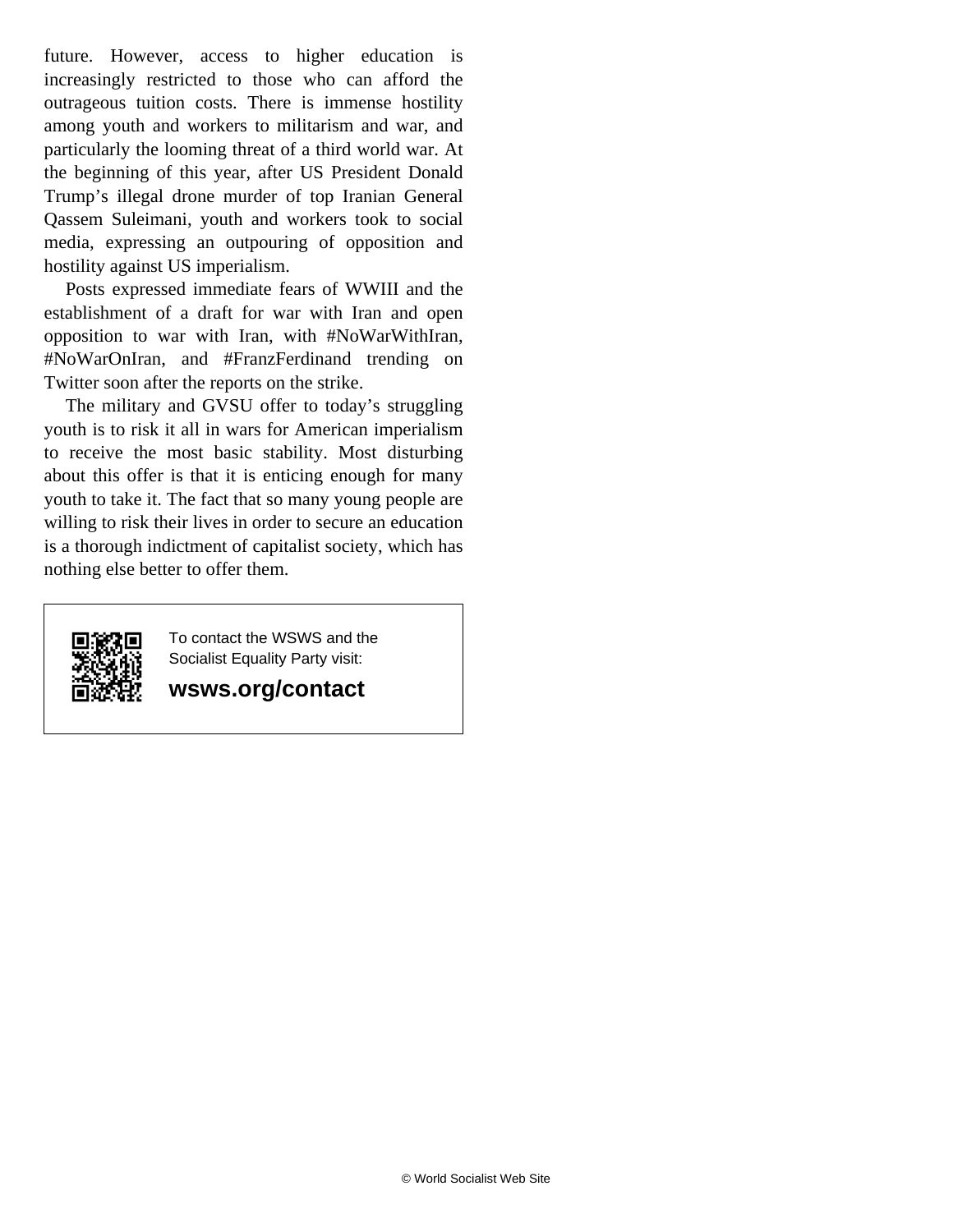future. However, access to higher education is increasingly restricted to those who can afford the outrageous tuition costs. There is immense hostility among youth and workers to militarism and war, and particularly the looming threat of a third world war. At the beginning of this year, after US President Donald Trump's illegal drone murder of top Iranian General Qassem Suleimani, youth and workers took to social media, expressing an outpouring of opposition and hostility against US imperialism.

Posts expressed immediate fears of WWIII and the establishment of a draft for war with Iran and open opposition to war with Iran, with #NoWarWithIran, #NoWarOnIran, and #FranzFerdinand trending on Twitter soon after the reports on the strike.

The military and GVSU offer to today's struggling youth is to risk it all in wars for American imperialism to receive the most basic stability. Most disturbing about this offer is that it is enticing enough for many youth to take it. The fact that so many young people are willing to risk their lives in order to secure an education is a thorough indictment of capitalist society, which has nothing else better to offer them.

To contact the WSWS and the Socialist Equality Party visit:

**wsws.org/contact**